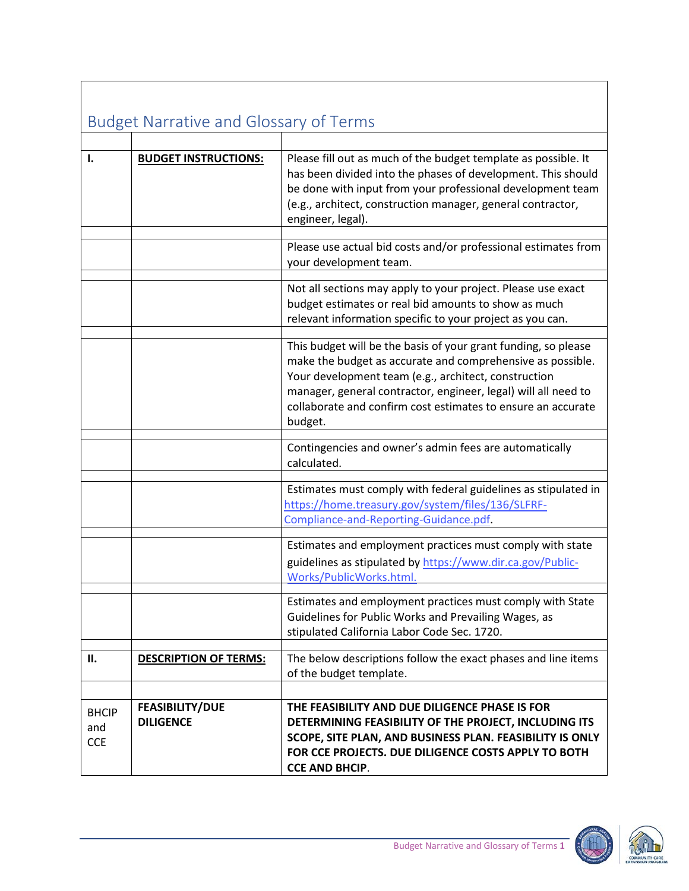## Budget Narrative and Glossary of Terms

| | | |
|---|---|---|
| **I.** | **BUDGET INSTRUCTIONS:** | Please fill out as much of the budget template as possible. It has been divided into the phases of development. This should be done with input from your professional development team (e.g., architect, construction manager, general contractor, engineer, legal). |
| | | Please use actual bid costs and/or professional estimates from your development team. |
| | | Not all sections may apply to your project. Please use exact budget estimates or real bid amounts to show as much relevant information specific to your project as you can. |
| | | This budget will be the basis of your grant funding, so please make the budget as accurate and comprehensive as possible. Your development team (e.g., architect, construction manager, general contractor, engineer, legal) will all need to collaborate and confirm cost estimates to ensure an accurate budget. |
| | | Contingencies and owner's admin fees are automatically calculated. |
| | | Estimates must comply with federal guidelines as stipulated in https://home.treasury.gov/system/files/136/SLFRF-Compliance-and-Reporting-Guidance.pdf. |
| | | Estimates and employment practices must comply with state guidelines as stipulated by https://www.dir.ca.gov/Public-Works/PublicWorks.html. |
| | | Estimates and employment practices must comply with State Guidelines for Public Works and Prevailing Wages, as stipulated California Labor Code Sec. 1720. |
| **II.** | **DESCRIPTION OF TERMS:** | The below descriptions follow the exact phases and line items of the budget template. |
| BHCIP and CCE | **FEASIBILITY/DUE DILIGENCE** | **THE FEASIBILITY AND DUE DILIGENCE PHASE IS FOR DETERMINING FEASIBILITY OF THE PROJECT, INCLUDING ITS SCOPE, SITE PLAN, AND BUSINESS PLAN. FEASIBILITY IS ONLY FOR CCE PROJECTS. DUE DILIGENCE COSTS APPLY TO BOTH CCE AND BHCIP.** |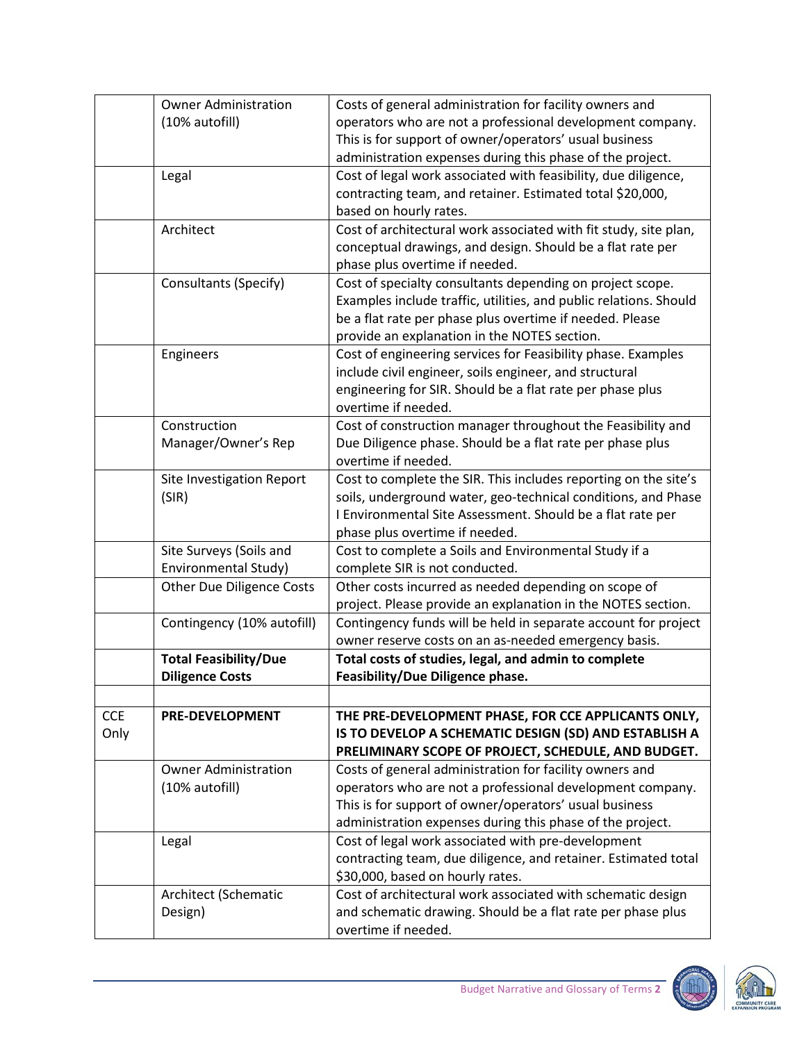| | | |
|---|---|---|
| | Owner Administration (10% autofill) | Costs of general administration for facility owners and operators who are not a professional development company. This is for support of owner/operators' usual business administration expenses during this phase of the project. |
| | Legal | Cost of legal work associated with feasibility, due diligence, contracting team, and retainer. Estimated total $20,000, based on hourly rates. |
| | Architect | Cost of architectural work associated with fit study, site plan, conceptual drawings, and design. Should be a flat rate per phase plus overtime if needed. |
| | Consultants (Specify) | Cost of specialty consultants depending on project scope. Examples include traffic, utilities, and public relations. Should be a flat rate per phase plus overtime if needed. Please provide an explanation in the NOTES section. |
| | Engineers | Cost of engineering services for Feasibility phase. Examples include civil engineer, soils engineer, and structural engineering for SIR. Should be a flat rate per phase plus overtime if needed. |
| | Construction Manager/Owner's Rep | Cost of construction manager throughout the Feasibility and Due Diligence phase. Should be a flat rate per phase plus overtime if needed. |
| | Site Investigation Report (SIR) | Cost to complete the SIR. This includes reporting on the site's soils, underground water, geo-technical conditions, and Phase I Environmental Site Assessment. Should be a flat rate per phase plus overtime if needed. |
| | Site Surveys (Soils and Environmental Study) | Cost to complete a Soils and Environmental Study if a complete SIR is not conducted. |
| | Other Due Diligence Costs | Other costs incurred as needed depending on scope of project. Please provide an explanation in the NOTES section. |
| | Contingency (10% autofill) | Contingency funds will be held in separate account for project owner reserve costs on an as-needed emergency basis. |
| | **Total Feasibility/Due Diligence Costs** | **Total costs of studies, legal, and admin to complete Feasibility/Due Diligence phase.** |
| | | |
| CCE Only | **PRE-DEVELOPMENT** | **THE PRE-DEVELOPMENT PHASE, FOR CCE APPLICANTS ONLY, IS TO DEVELOP A SCHEMATIC DESIGN (SD) AND ESTABLISH A PRELIMINARY SCOPE OF PROJECT, SCHEDULE, AND BUDGET.** |
| | Owner Administration (10% autofill) | Costs of general administration for facility owners and operators who are not a professional development company. This is for support of owner/operators' usual business administration expenses during this phase of the project. |
| | Legal | Cost of legal work associated with pre-development contracting team, due diligence, and retainer. Estimated total $30,000, based on hourly rates. |
| | Architect (Schematic Design) | Cost of architectural work associated with schematic design and schematic drawing. Should be a flat rate per phase plus overtime if needed. |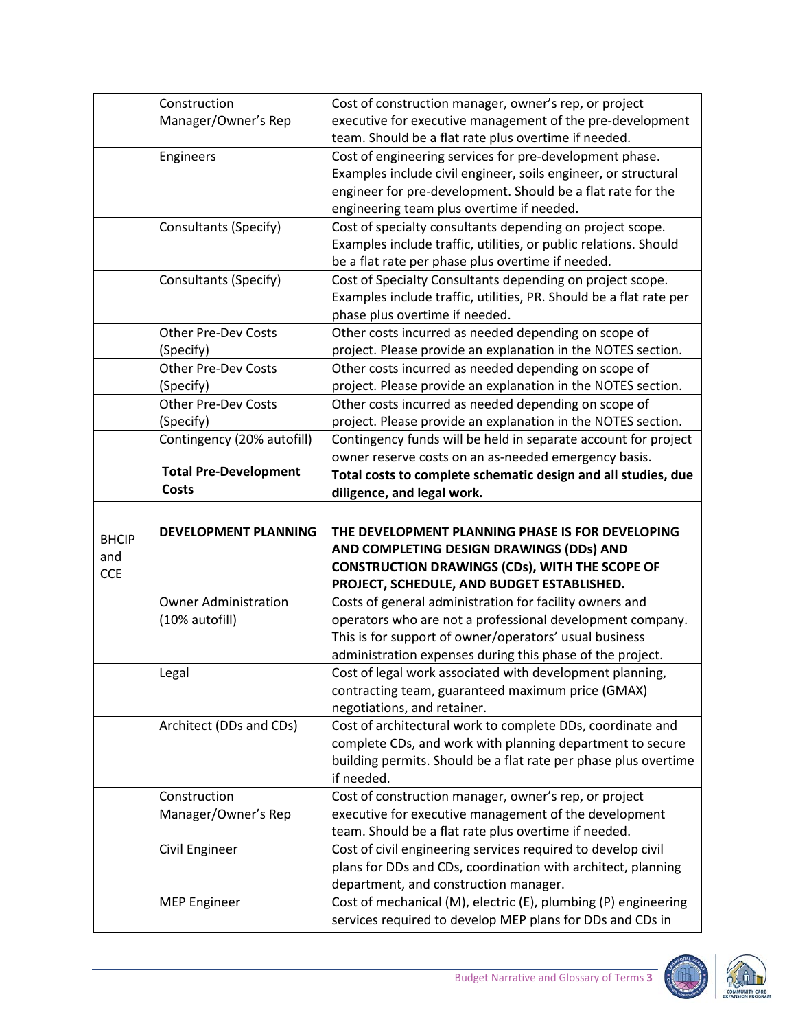| | | |
|---|---|---|
| | Construction Manager/Owner's Rep | Cost of construction manager, owner's rep, or project executive for executive management of the pre-development team. Should be a flat rate plus overtime if needed. |
| | Engineers | Cost of engineering services for pre-development phase. Examples include civil engineer, soils engineer, or structural engineer for pre-development. Should be a flat rate for the engineering team plus overtime if needed. |
| | Consultants (Specify) | Cost of specialty consultants depending on project scope. Examples include traffic, utilities, or public relations. Should be a flat rate per phase plus overtime if needed. |
| | Consultants (Specify) | Cost of Specialty Consultants depending on project scope. Examples include traffic, utilities, PR. Should be a flat rate per phase plus overtime if needed. |
| | Other Pre-Dev Costs (Specify) | Other costs incurred as needed depending on scope of project. Please provide an explanation in the NOTES section. |
| | Other Pre-Dev Costs (Specify) | Other costs incurred as needed depending on scope of project. Please provide an explanation in the NOTES section. |
| | Other Pre-Dev Costs (Specify) | Other costs incurred as needed depending on scope of project. Please provide an explanation in the NOTES section. |
| | Contingency (20% autofill) | Contingency funds will be held in separate account for project owner reserve costs on an as-needed emergency basis. |
| | **Total Pre-Development Costs** | **Total costs to complete schematic design and all studies, due diligence, and legal work.** |
| | | |
| BHCIP and CCE | **DEVELOPMENT PLANNING** | **THE DEVELOPMENT PLANNING PHASE IS FOR DEVELOPING AND COMPLETING DESIGN DRAWINGS (DDs) AND CONSTRUCTION DRAWINGS (CDs), WITH THE SCOPE OF PROJECT, SCHEDULE, AND BUDGET ESTABLISHED.** |
| | Owner Administration (10% autofill) | Costs of general administration for facility owners and operators who are not a professional development company. This is for support of owner/operators' usual business administration expenses during this phase of the project. |
| | Legal | Cost of legal work associated with development planning, contracting team, guaranteed maximum price (GMAX) negotiations, and retainer. |
| | Architect (DDs and CDs) | Cost of architectural work to complete DDs, coordinate and complete CDs, and work with planning department to secure building permits. Should be a flat rate per phase plus overtime if needed. |
| | Construction Manager/Owner's Rep | Cost of construction manager, owner's rep, or project executive for executive management of the development team. Should be a flat rate plus overtime if needed. |
| | Civil Engineer | Cost of civil engineering services required to develop civil plans for DDs and CDs, coordination with architect, planning department, and construction manager. |
| | MEP Engineer | Cost of mechanical (M), electric (E), plumbing (P) engineering services required to develop MEP plans for DDs and CDs in |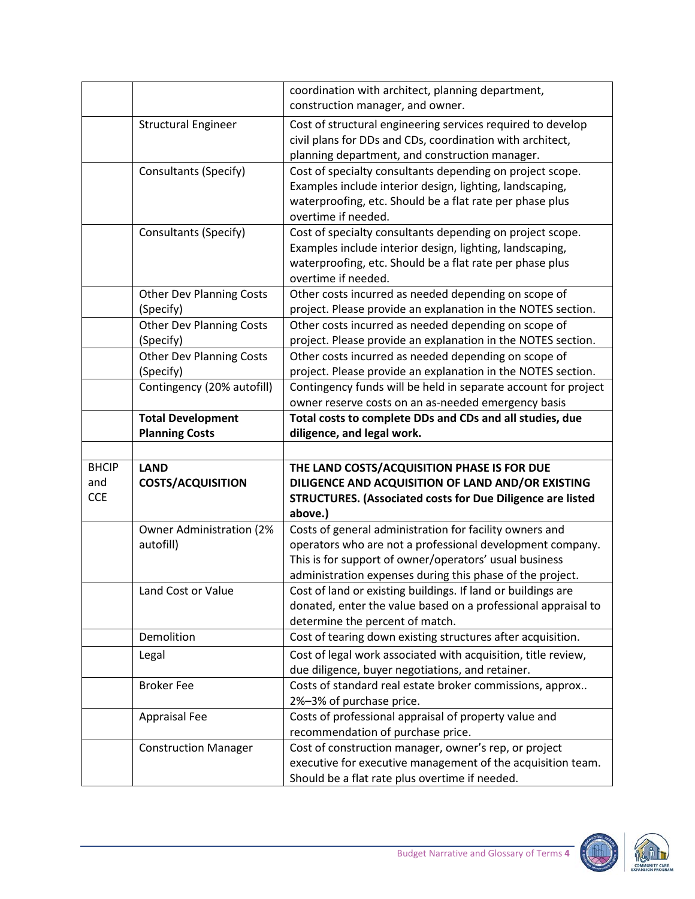| | | |
|---|---|---|
| | | coordination with architect, planning department, construction manager, and owner. |
| | Structural Engineer | Cost of structural engineering services required to develop civil plans for DDs and CDs, coordination with architect, planning department, and construction manager. |
| | Consultants (Specify) | Cost of specialty consultants depending on project scope. Examples include interior design, lighting, landscaping, waterproofing, etc. Should be a flat rate per phase plus overtime if needed. |
| | Consultants (Specify) | Cost of specialty consultants depending on project scope. Examples include interior design, lighting, landscaping, waterproofing, etc. Should be a flat rate per phase plus overtime if needed. |
| | Other Dev Planning Costs (Specify) | Other costs incurred as needed depending on scope of project. Please provide an explanation in the NOTES section. |
| | Other Dev Planning Costs (Specify) | Other costs incurred as needed depending on scope of project. Please provide an explanation in the NOTES section. |
| | Other Dev Planning Costs (Specify) | Other costs incurred as needed depending on scope of project. Please provide an explanation in the NOTES section. |
| | Contingency (20% autofill) | Contingency funds will be held in separate account for project owner reserve costs on an as-needed emergency basis |
| | **Total Development Planning Costs** | **Total costs to complete DDs and CDs and all studies, due diligence, and legal work.** |
| | | |
| BHCIP and CCE | **LAND COSTS/ACQUISITION** | **THE LAND COSTS/ACQUISITION PHASE IS FOR DUE DILIGENCE AND ACQUISITION OF LAND AND/OR EXISTING STRUCTURES. (Associated costs for Due Diligence are listed above.)** |
| | Owner Administration (2% autofill) | Costs of general administration for facility owners and operators who are not a professional development company. This is for support of owner/operators' usual business administration expenses during this phase of the project. |
| | Land Cost or Value | Cost of land or existing buildings. If land or buildings are donated, enter the value based on a professional appraisal to determine the percent of match. |
| | Demolition | Cost of tearing down existing structures after acquisition. |
| | Legal | Cost of legal work associated with acquisition, title review, due diligence, buyer negotiations, and retainer. |
| | Broker Fee | Costs of standard real estate broker commissions, approx.. 2%–3% of purchase price. |
| | Appraisal Fee | Costs of professional appraisal of property value and recommendation of purchase price. |
| | Construction Manager | Cost of construction manager, owner's rep, or project executive for executive management of the acquisition team. Should be a flat rate plus overtime if needed. |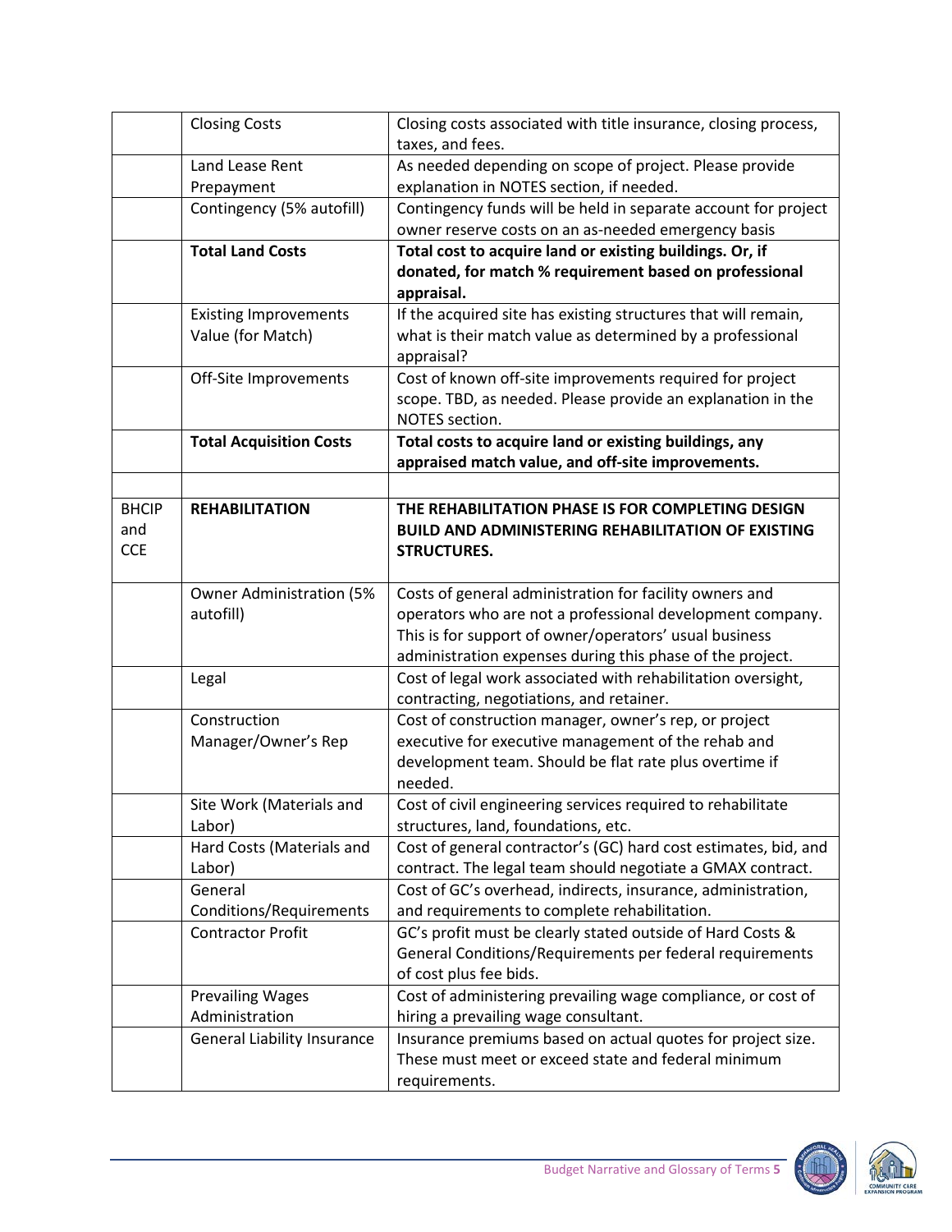| | | |
|---|---|---|
| | Closing Costs | Closing costs associated with title insurance, closing process, taxes, and fees. |
| | Land Lease Rent Prepayment | As needed depending on scope of project. Please provide explanation in NOTES section, if needed. |
| | Contingency (5% autofill) | Contingency funds will be held in separate account for project owner reserve costs on an as-needed emergency basis |
| | **Total Land Costs** | **Total cost to acquire land or existing buildings. Or, if donated, for match % requirement based on professional appraisal.** |
| | Existing Improvements Value (for Match) | If the acquired site has existing structures that will remain, what is their match value as determined by a professional appraisal? |
| | Off-Site Improvements | Cost of known off-site improvements required for project scope. TBD, as needed. Please provide an explanation in the NOTES section. |
| | **Total Acquisition Costs** | **Total costs to acquire land or existing buildings, any appraised match value, and off-site improvements.** |
| | | |
| BHCIP and CCE | **REHABILITATION** | **THE REHABILITATION PHASE IS FOR COMPLETING DESIGN BUILD AND ADMINISTERING REHABILITATION OF EXISTING STRUCTURES.** |
| | Owner Administration (5% autofill) | Costs of general administration for facility owners and operators who are not a professional development company. This is for support of owner/operators' usual business administration expenses during this phase of the project. |
| | Legal | Cost of legal work associated with rehabilitation oversight, contracting, negotiations, and retainer. |
| | Construction Manager/Owner's Rep | Cost of construction manager, owner's rep, or project executive for executive management of the rehab and development team. Should be flat rate plus overtime if needed. |
| | Site Work (Materials and Labor) | Cost of civil engineering services required to rehabilitate structures, land, foundations, etc. |
| | Hard Costs (Materials and Labor) | Cost of general contractor's (GC) hard cost estimates, bid, and contract. The legal team should negotiate a GMAX contract. |
| | General Conditions/Requirements | Cost of GC's overhead, indirects, insurance, administration, and requirements to complete rehabilitation. |
| | Contractor Profit | GC's profit must be clearly stated outside of Hard Costs & General Conditions/Requirements per federal requirements of cost plus fee bids. |
| | Prevailing Wages Administration | Cost of administering prevailing wage compliance, or cost of hiring a prevailing wage consultant. |
| | General Liability Insurance | Insurance premiums based on actual quotes for project size. These must meet or exceed state and federal minimum requirements. |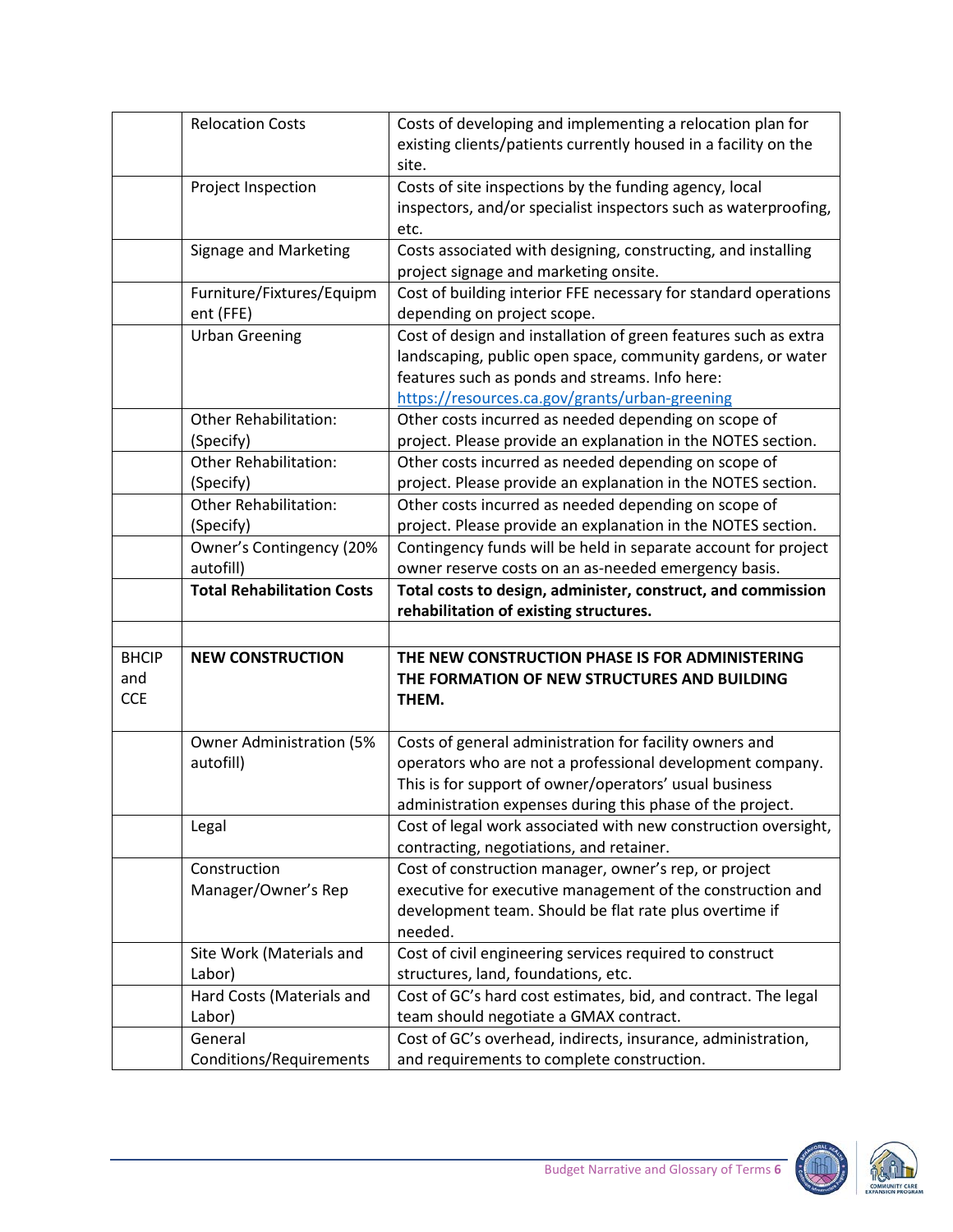| | | |
|---|---|---|
| | Relocation Costs | Costs of developing and implementing a relocation plan for existing clients/patients currently housed in a facility on the site. |
| | Project Inspection | Costs of site inspections by the funding agency, local inspectors, and/or specialist inspectors such as waterproofing, etc. |
| | Signage and Marketing | Costs associated with designing, constructing, and installing project signage and marketing onsite. |
| | Furniture/Fixtures/Equipment (FFE) | Cost of building interior FFE necessary for standard operations depending on project scope. |
| | Urban Greening | Cost of design and installation of green features such as extra landscaping, public open space, community gardens, or water features such as ponds and streams. Info here: [https://resources.ca.gov/grants/urban-greening](https://resources.ca.gov/grants/urban-greening) |
| | Other Rehabilitation: (Specify) | Other costs incurred as needed depending on scope of project. Please provide an explanation in the NOTES section. |
| | Other Rehabilitation: (Specify) | Other costs incurred as needed depending on scope of project. Please provide an explanation in the NOTES section. |
| | Other Rehabilitation: (Specify) | Other costs incurred as needed depending on scope of project. Please provide an explanation in the NOTES section. |
| | Owner's Contingency (20% autofill) | Contingency funds will be held in separate account for project owner reserve costs on an as-needed emergency basis. |
| | **Total Rehabilitation Costs** | **Total costs to design, administer, construct, and commission rehabilitation of existing structures.** |
| | | |
| BHCIP and CCE | **NEW CONSTRUCTION** | **THE NEW CONSTRUCTION PHASE IS FOR ADMINISTERING THE FORMATION OF NEW STRUCTURES AND BUILDING THEM.** |
| | Owner Administration (5% autofill) | Costs of general administration for facility owners and operators who are not a professional development company. This is for support of owner/operators' usual business administration expenses during this phase of the project. |
| | Legal | Cost of legal work associated with new construction oversight, contracting, negotiations, and retainer. |
| | Construction Manager/Owner's Rep | Cost of construction manager, owner's rep, or project executive for executive management of the construction and development team. Should be flat rate plus overtime if needed. |
| | Site Work (Materials and Labor) | Cost of civil engineering services required to construct structures, land, foundations, etc. |
| | Hard Costs (Materials and Labor) | Cost of GC's hard cost estimates, bid, and contract. The legal team should negotiate a GMAX contract. |
| | General Conditions/Requirements | Cost of GC's overhead, indirects, insurance, administration, and requirements to complete construction. |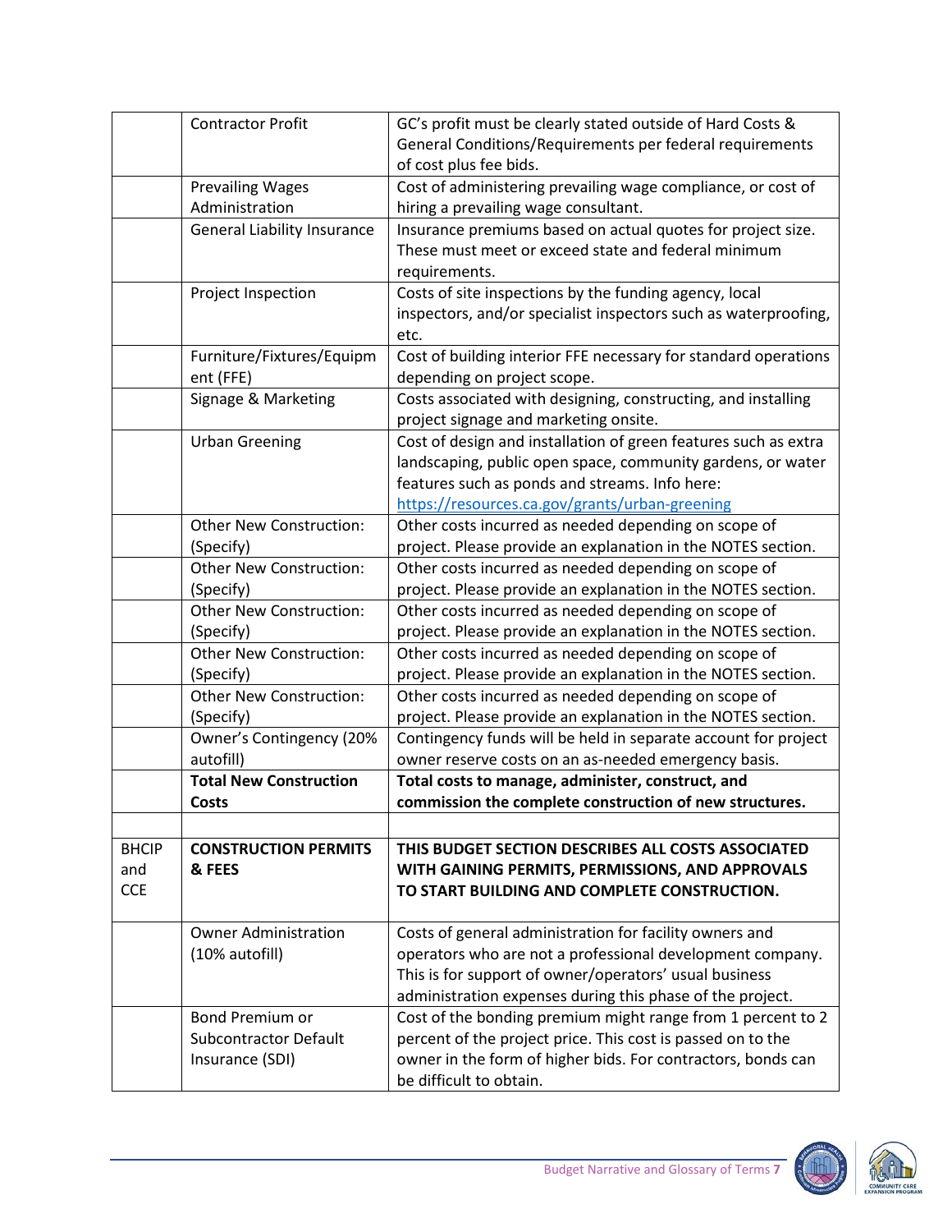| | | |
|---|---|---|
| | Contractor Profit | GC's profit must be clearly stated outside of Hard Costs & General Conditions/Requirements per federal requirements of cost plus fee bids. |
| | Prevailing Wages Administration | Cost of administering prevailing wage compliance, or cost of hiring a prevailing wage consultant. |
| | General Liability Insurance | Insurance premiums based on actual quotes for project size. These must meet or exceed state and federal minimum requirements. |
| | Project Inspection | Costs of site inspections by the funding agency, local inspectors, and/or specialist inspectors such as waterproofing, etc. |
| | Furniture/Fixtures/Equipment (FFE) | Cost of building interior FFE necessary for standard operations depending on project scope. |
| | Signage & Marketing | Costs associated with designing, constructing, and installing project signage and marketing onsite. |
| | Urban Greening | Cost of design and installation of green features such as extra landscaping, public open space, community gardens, or water features such as ponds and streams. Info here: https://resources.ca.gov/grants/urban-greening |
| | Other New Construction: (Specify) | Other costs incurred as needed depending on scope of project. Please provide an explanation in the NOTES section. |
| | Other New Construction: (Specify) | Other costs incurred as needed depending on scope of project. Please provide an explanation in the NOTES section. |
| | Other New Construction: (Specify) | Other costs incurred as needed depending on scope of project. Please provide an explanation in the NOTES section. |
| | Other New Construction: (Specify) | Other costs incurred as needed depending on scope of project. Please provide an explanation in the NOTES section. |
| | Other New Construction: (Specify) | Other costs incurred as needed depending on scope of project. Please provide an explanation in the NOTES section. |
| | Owner's Contingency (20% autofill) | Contingency funds will be held in separate account for project owner reserve costs on an as-needed emergency basis. |
| | **Total New Construction Costs** | **Total costs to manage, administer, construct, and commission the complete construction of new structures.** |
| | | |
| BHCIP and CCE | **CONSTRUCTION PERMITS & FEES** | **THIS BUDGET SECTION DESCRIBES ALL COSTS ASSOCIATED WITH GAINING PERMITS, PERMISSIONS, AND APPROVALS TO START BUILDING AND COMPLETE CONSTRUCTION.** |
| | Owner Administration (10% autofill) | Costs of general administration for facility owners and operators who are not a professional development company. This is for support of owner/operators' usual business administration expenses during this phase of the project. |
| | Bond Premium or Subcontractor Default Insurance (SDI) | Cost of the bonding premium might range from 1 percent to 2 percent of the project price. This cost is passed on to the owner in the form of higher bids. For contractors, bonds can be difficult to obtain. |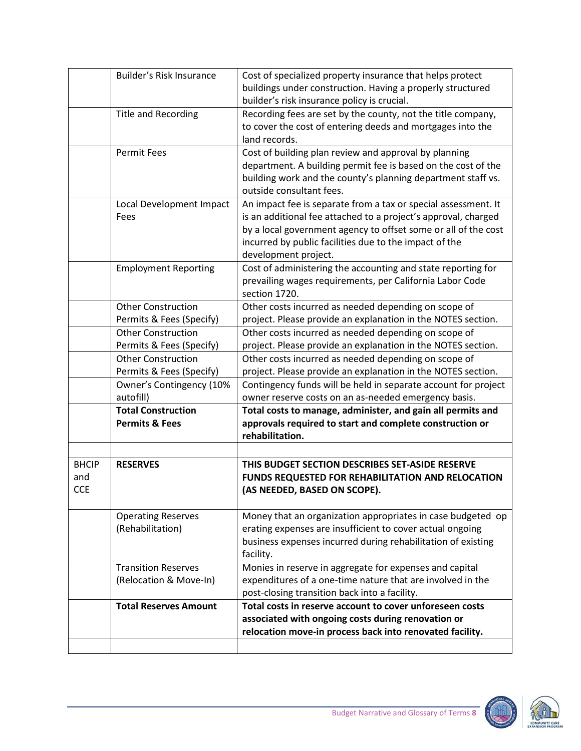| | | |
|---|---|---|
| | Builder's Risk Insurance | Cost of specialized property insurance that helps protect buildings under construction. Having a properly structured builder's risk insurance policy is crucial. |
| | Title and Recording | Recording fees are set by the county, not the title company, to cover the cost of entering deeds and mortgages into the land records. |
| | Permit Fees | Cost of building plan review and approval by planning department. A building permit fee is based on the cost of the building work and the county's planning department staff vs. outside consultant fees. |
| | Local Development Impact Fees | An impact fee is separate from a tax or special assessment. It is an additional fee attached to a project's approval, charged by a local government agency to offset some or all of the cost incurred by public facilities due to the impact of the development project. |
| | Employment Reporting | Cost of administering the accounting and state reporting for prevailing wages requirements, per California Labor Code section 1720. |
| | Other Construction Permits & Fees (Specify) | Other costs incurred as needed depending on scope of project. Please provide an explanation in the NOTES section. |
| | Other Construction Permits & Fees (Specify) | Other costs incurred as needed depending on scope of project. Please provide an explanation in the NOTES section. |
| | Other Construction Permits & Fees (Specify) | Other costs incurred as needed depending on scope of project. Please provide an explanation in the NOTES section. |
| | Owner's Contingency (10% autofill) | Contingency funds will be held in separate account for project owner reserve costs on an as-needed emergency basis. |
| | **Total Construction Permits & Fees** | **Total costs to manage, administer, and gain all permits and approvals required to start and complete construction or rehabilitation.** |
| | | |
| BHCIP and CCE | **RESERVES** | **THIS BUDGET SECTION DESCRIBES SET-ASIDE RESERVE FUNDS REQUESTED FOR REHABILITATION AND RELOCATION (AS NEEDED, BASED ON SCOPE).** |
| | Operating Reserves (Rehabilitation) | Money that an organization appropriates in case budgeted op erating expenses are insufficient to cover actual ongoing business expenses incurred during rehabilitation of existing facility. |
| | Transition Reserves (Relocation & Move-In) | Monies in reserve in aggregate for expenses and capital expenditures of a one-time nature that are involved in the post-closing transition back into a facility. |
| | **Total Reserves Amount** | **Total costs in reserve account to cover unforeseen costs associated with ongoing costs during renovation or relocation move-in process back into renovated facility.** |
| | | |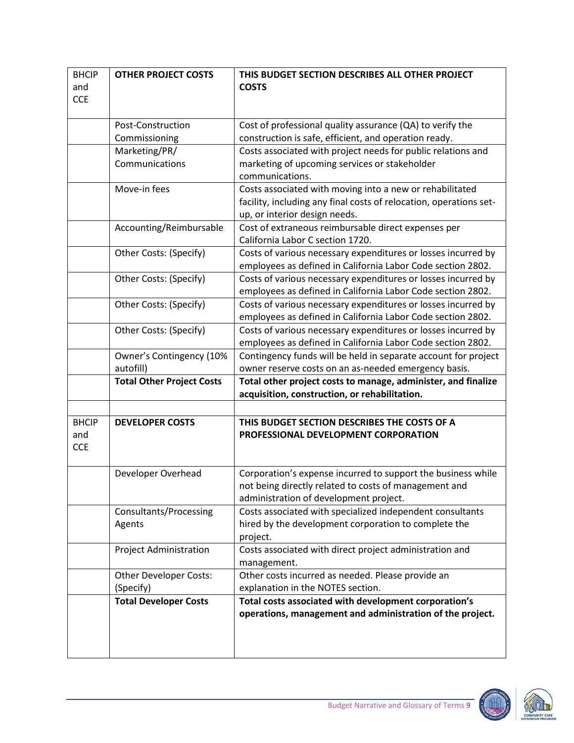| | | |
|---|---|---|
| BHCIP and CCE | **OTHER PROJECT COSTS** | **THIS BUDGET SECTION DESCRIBES ALL OTHER PROJECT COSTS** |
| | Post-Construction Commissioning | Cost of professional quality assurance (QA) to verify the construction is safe, efficient, and operation ready. |
| | Marketing/PR/ Communications | Costs associated with project needs for public relations and marketing of upcoming services or stakeholder communications. |
| | Move-in fees | Costs associated with moving into a new or rehabilitated facility, including any final costs of relocation, operations set-up, or interior design needs. |
| | Accounting/Reimbursable | Cost of extraneous reimbursable direct expenses per California Labor C section 1720. |
| | Other Costs: (Specify) | Costs of various necessary expenditures or losses incurred by employees as defined in California Labor Code section 2802. |
| | Other Costs: (Specify) | Costs of various necessary expenditures or losses incurred by employees as defined in California Labor Code section 2802. |
| | Other Costs: (Specify) | Costs of various necessary expenditures or losses incurred by employees as defined in California Labor Code section 2802. |
| | Other Costs: (Specify) | Costs of various necessary expenditures or losses incurred by employees as defined in California Labor Code section 2802. |
| | Owner's Contingency (10% autofill) | Contingency funds will be held in separate account for project owner reserve costs on an as-needed emergency basis. |
| | **Total Other Project Costs** | **Total other project costs to manage, administer, and finalize acquisition, construction, or rehabilitation.** |
| | | |
| BHCIP and CCE | **DEVELOPER COSTS** | **THIS BUDGET SECTION DESCRIBES THE COSTS OF A PROFESSIONAL DEVELOPMENT CORPORATION** |
| | Developer Overhead | Corporation's expense incurred to support the business while not being directly related to costs of management and administration of development project. |
| | Consultants/Processing Agents | Costs associated with specialized independent consultants hired by the development corporation to complete the project. |
| | Project Administration | Costs associated with direct project administration and management. |
| | Other Developer Costs: (Specify) | Other costs incurred as needed. Please provide an explanation in the NOTES section. |
| | **Total Developer Costs** | **Total costs associated with development corporation's operations, management and administration of the project.** |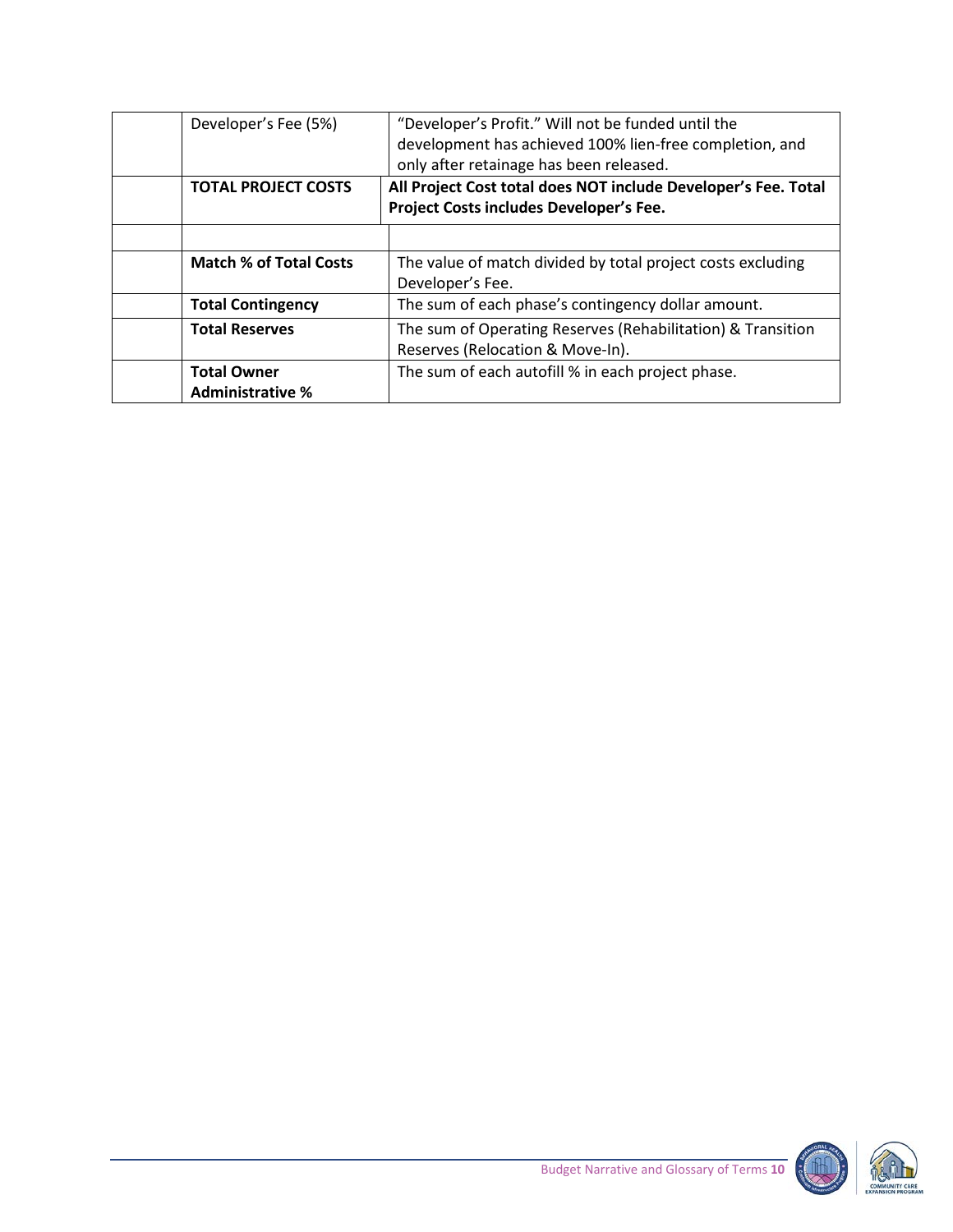| | | |
|---|---|---|
| | Developer's Fee (5%) | "Developer's Profit." Will not be funded until the development has achieved 100% lien-free completion, and only after retainage has been released. |
| | **TOTAL PROJECT COSTS** | **All Project Cost total does NOT include Developer's Fee. Total Project Costs includes Developer's Fee.** |
| | | |
| | **Match % of Total Costs** | The value of match divided by total project costs excluding Developer's Fee. |
| | **Total Contingency** | The sum of each phase's contingency dollar amount. |
| | **Total Reserves** | The sum of Operating Reserves (Rehabilitation) & Transition Reserves (Relocation & Move-In). |
| | **Total Owner Administrative %** | The sum of each autofill % in each project phase. |